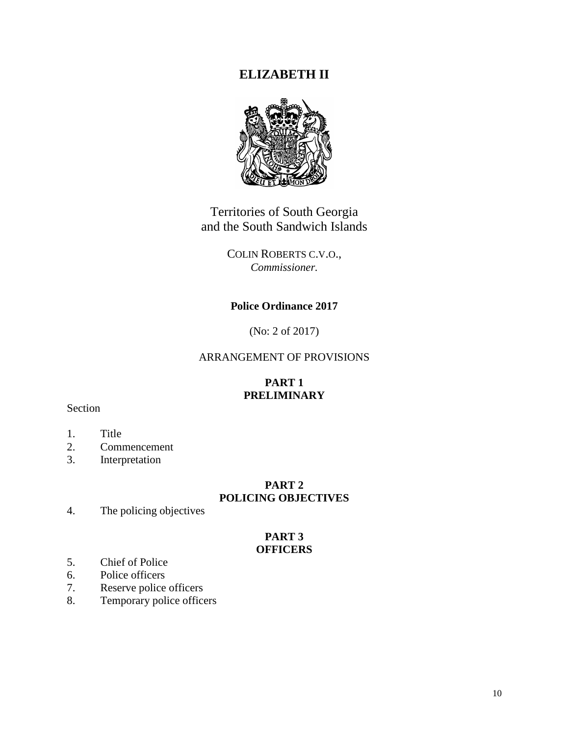# ELIZABETH II

Territories of South Georgia
and the South Sandwich Islands

COLIN ROBERTS C.V.O.,
*Commissioner.*

**Police Ordinance 2017**

(No: 2 of 2017)

ARRANGEMENT OF PROVISIONS

## PART 1
## PRELIMINARY

Section

1. Title
2. Commencement
3. Interpretation

## PART 2
## POLICING OBJECTIVES

4. The policing objectives

## PART 3
## OFFICERS

5. Chief of Police
6. Police officers
7. Reserve police officers
8. Temporary police officers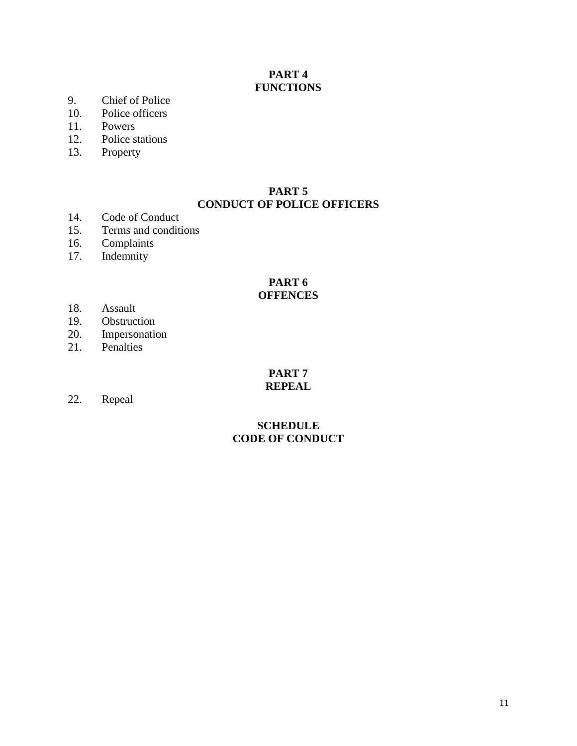**PART 4**
**FUNCTIONS**

9. Chief of Police
10. Police officers
11. Powers
12. Police stations
13. Property

**PART 5**
**CONDUCT OF POLICE OFFICERS**

14. Code of Conduct
15. Terms and conditions
16. Complaints
17. Indemnity

**PART 6**
**OFFENCES**

18. Assault
19. Obstruction
20. Impersonation
21. Penalties

**PART 7**
**REPEAL**

22. Repeal

**SCHEDULE**
**CODE OF CONDUCT**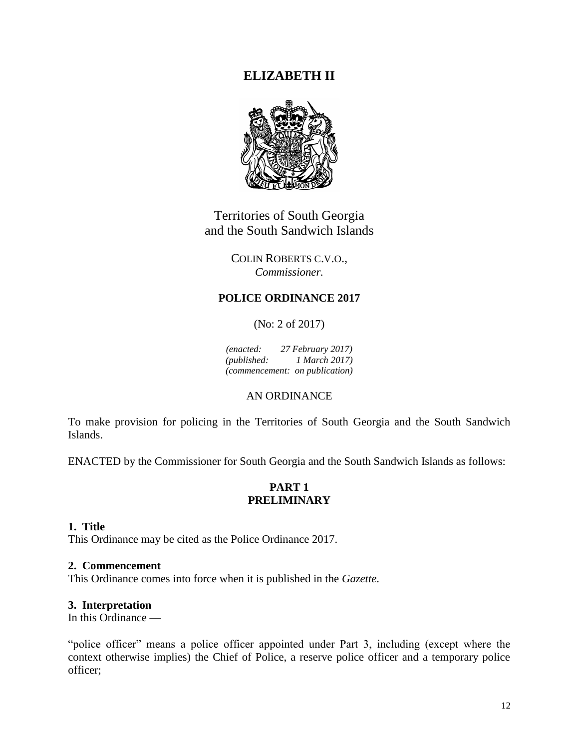# ELIZABETH II

Territories of South Georgia
and the South Sandwich Islands

COLIN ROBERTS C.V.O.,
*Commissioner.*

## POLICE ORDINANCE 2017

(No: 2 of 2017)

*(enacted: 27 February 2017)*
*(published: 1 March 2017)*
*(commencement: on publication)*

AN ORDINANCE

To make provision for policing in the Territories of South Georgia and the South Sandwich Islands.

ENACTED by the Commissioner for South Georgia and the South Sandwich Islands as follows:

## PART 1
## PRELIMINARY

**1. Title**
This Ordinance may be cited as the Police Ordinance 2017.

**2. Commencement**
This Ordinance comes into force when it is published in the *Gazette*.

**3. Interpretation**
In this Ordinance —

"police officer" means a police officer appointed under Part 3, including (except where the context otherwise implies) the Chief of Police, a reserve police officer and a temporary police officer;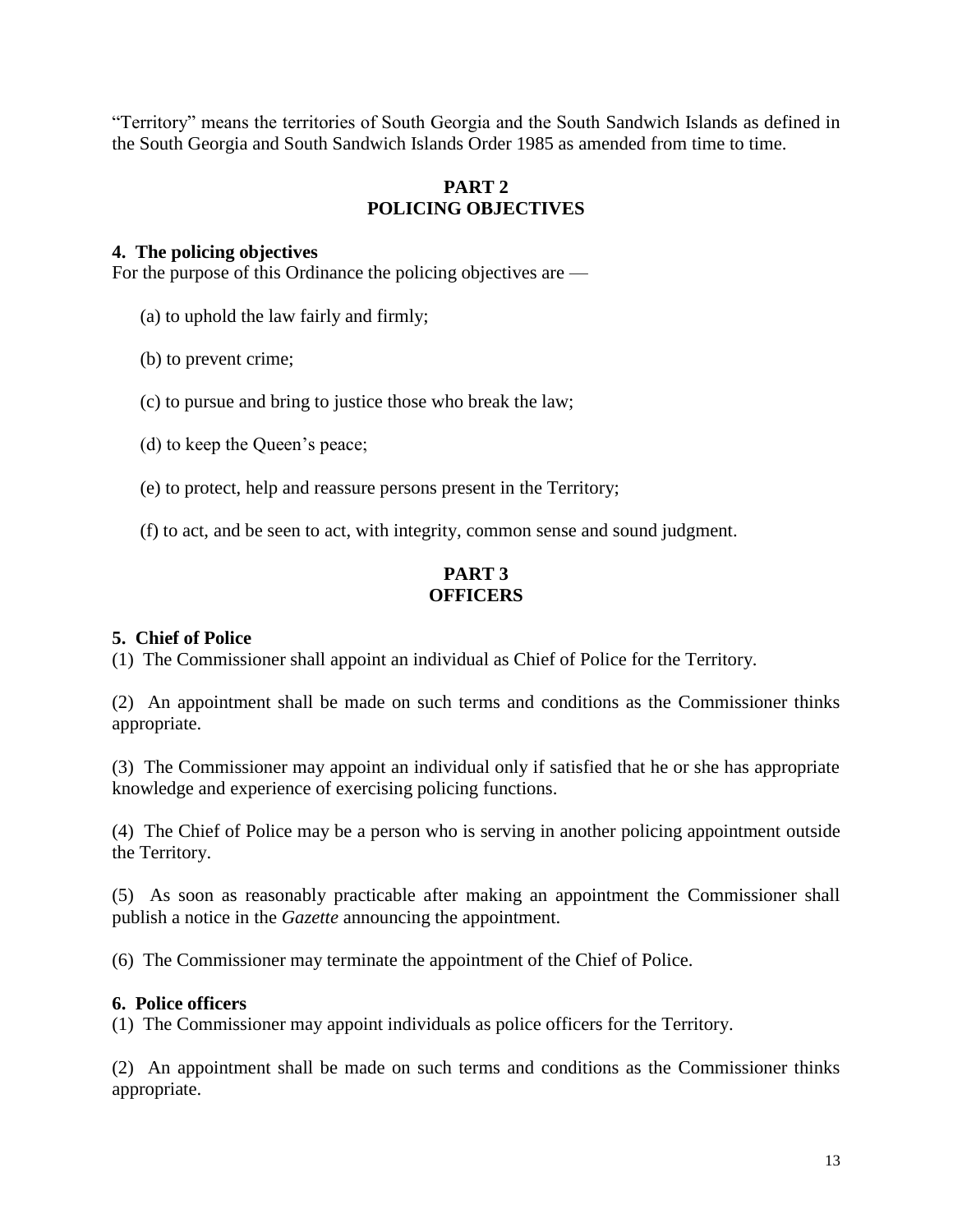"Territory" means the territories of South Georgia and the South Sandwich Islands as defined in the South Georgia and South Sandwich Islands Order 1985 as amended from time to time.

## PART 2
## POLICING OBJECTIVES

### 4. The policing objectives

For the purpose of this Ordinance the policing objectives are —

(a) to uphold the law fairly and firmly;

(b) to prevent crime;

(c) to pursue and bring to justice those who break the law;

(d) to keep the Queen's peace;

(e) to protect, help and reassure persons present in the Territory;

(f) to act, and be seen to act, with integrity, common sense and sound judgment.

## PART 3
## OFFICERS

### 5. Chief of Police

(1) The Commissioner shall appoint an individual as Chief of Police for the Territory.

(2) An appointment shall be made on such terms and conditions as the Commissioner thinks appropriate.

(3) The Commissioner may appoint an individual only if satisfied that he or she has appropriate knowledge and experience of exercising policing functions.

(4) The Chief of Police may be a person who is serving in another policing appointment outside the Territory.

(5) As soon as reasonably practicable after making an appointment the Commissioner shall publish a notice in the *Gazette* announcing the appointment.

(6) The Commissioner may terminate the appointment of the Chief of Police.

### 6. Police officers

(1) The Commissioner may appoint individuals as police officers for the Territory.

(2) An appointment shall be made on such terms and conditions as the Commissioner thinks appropriate.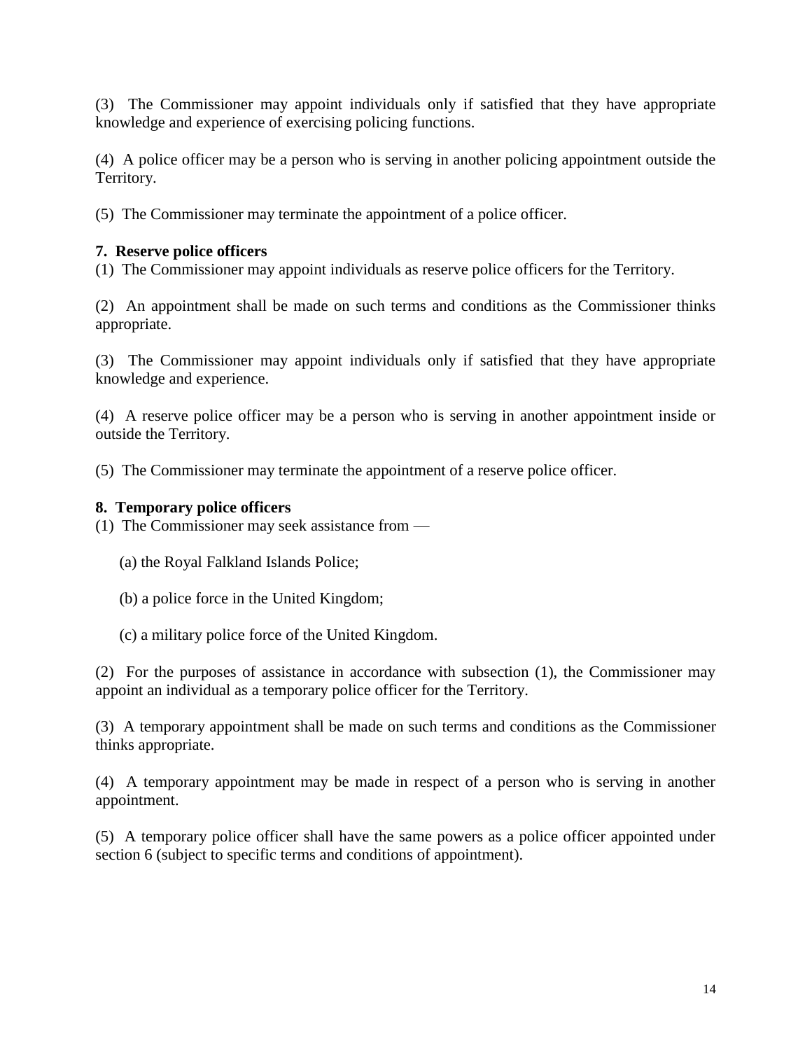(3) The Commissioner may appoint individuals only if satisfied that they have appropriate knowledge and experience of exercising policing functions.

(4) A police officer may be a person who is serving in another policing appointment outside the Territory.

(5) The Commissioner may terminate the appointment of a police officer.

**7. Reserve police officers**

(1) The Commissioner may appoint individuals as reserve police officers for the Territory.

(2) An appointment shall be made on such terms and conditions as the Commissioner thinks appropriate.

(3) The Commissioner may appoint individuals only if satisfied that they have appropriate knowledge and experience.

(4) A reserve police officer may be a person who is serving in another appointment inside or outside the Territory.

(5) The Commissioner may terminate the appointment of a reserve police officer.

**8. Temporary police officers**

(1) The Commissioner may seek assistance from —

(a) the Royal Falkland Islands Police;

(b) a police force in the United Kingdom;

(c) a military police force of the United Kingdom.

(2) For the purposes of assistance in accordance with subsection (1), the Commissioner may appoint an individual as a temporary police officer for the Territory.

(3) A temporary appointment shall be made on such terms and conditions as the Commissioner thinks appropriate.

(4) A temporary appointment may be made in respect of a person who is serving in another appointment.

(5) A temporary police officer shall have the same powers as a police officer appointed under section 6 (subject to specific terms and conditions of appointment).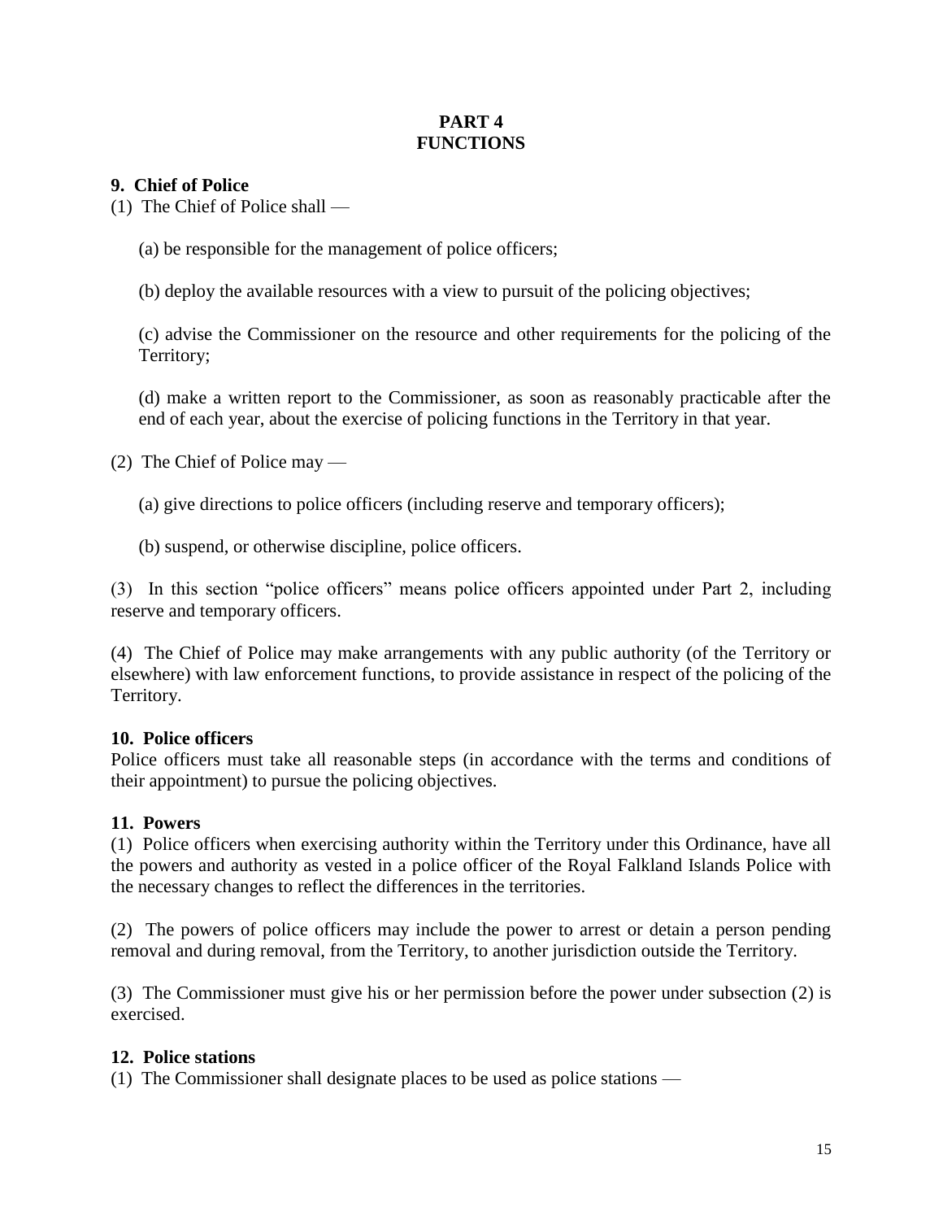## PART 4
## FUNCTIONS

### 9. Chief of Police

(1) The Chief of Police shall —

(a) be responsible for the management of police officers;

(b) deploy the available resources with a view to pursuit of the policing objectives;

(c) advise the Commissioner on the resource and other requirements for the policing of the Territory;

(d) make a written report to the Commissioner, as soon as reasonably practicable after the end of each year, about the exercise of policing functions in the Territory in that year.

(2) The Chief of Police may —

(a) give directions to police officers (including reserve and temporary officers);

(b) suspend, or otherwise discipline, police officers.

(3) In this section "police officers" means police officers appointed under Part 2, including reserve and temporary officers.

(4) The Chief of Police may make arrangements with any public authority (of the Territory or elsewhere) with law enforcement functions, to provide assistance in respect of the policing of the Territory.

### 10. Police officers

Police officers must take all reasonable steps (in accordance with the terms and conditions of their appointment) to pursue the policing objectives.

### 11. Powers

(1) Police officers when exercising authority within the Territory under this Ordinance, have all the powers and authority as vested in a police officer of the Royal Falkland Islands Police with the necessary changes to reflect the differences in the territories.

(2) The powers of police officers may include the power to arrest or detain a person pending removal and during removal, from the Territory, to another jurisdiction outside the Territory.

(3) The Commissioner must give his or her permission before the power under subsection (2) is exercised.

### 12. Police stations

(1) The Commissioner shall designate places to be used as police stations —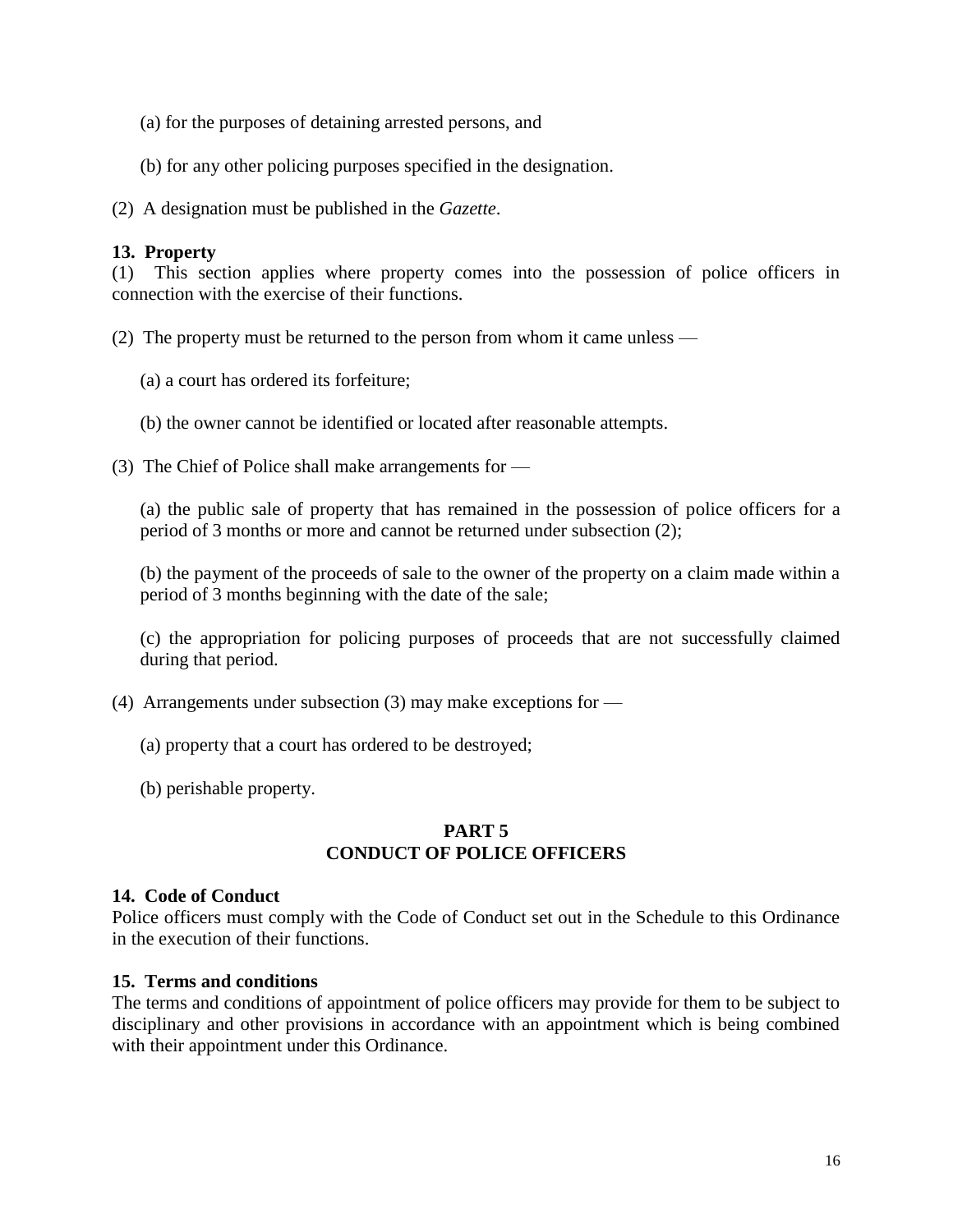(a) for the purposes of detaining arrested persons, and

(b) for any other policing purposes specified in the designation.

(2) A designation must be published in the *Gazette*.

**13. Property**

(1) This section applies where property comes into the possession of police officers in connection with the exercise of their functions.

(2) The property must be returned to the person from whom it came unless —

(a) a court has ordered its forfeiture;

(b) the owner cannot be identified or located after reasonable attempts.

(3) The Chief of Police shall make arrangements for —

(a) the public sale of property that has remained in the possession of police officers for a period of 3 months or more and cannot be returned under subsection (2);

(b) the payment of the proceeds of sale to the owner of the property on a claim made within a period of 3 months beginning with the date of the sale;

(c) the appropriation for policing purposes of proceeds that are not successfully claimed during that period.

(4) Arrangements under subsection (3) may make exceptions for —

(a) property that a court has ordered to be destroyed;

(b) perishable property.

## PART 5
## CONDUCT OF POLICE OFFICERS

**14. Code of Conduct**

Police officers must comply with the Code of Conduct set out in the Schedule to this Ordinance in the execution of their functions.

**15. Terms and conditions**

The terms and conditions of appointment of police officers may provide for them to be subject to disciplinary and other provisions in accordance with an appointment which is being combined with their appointment under this Ordinance.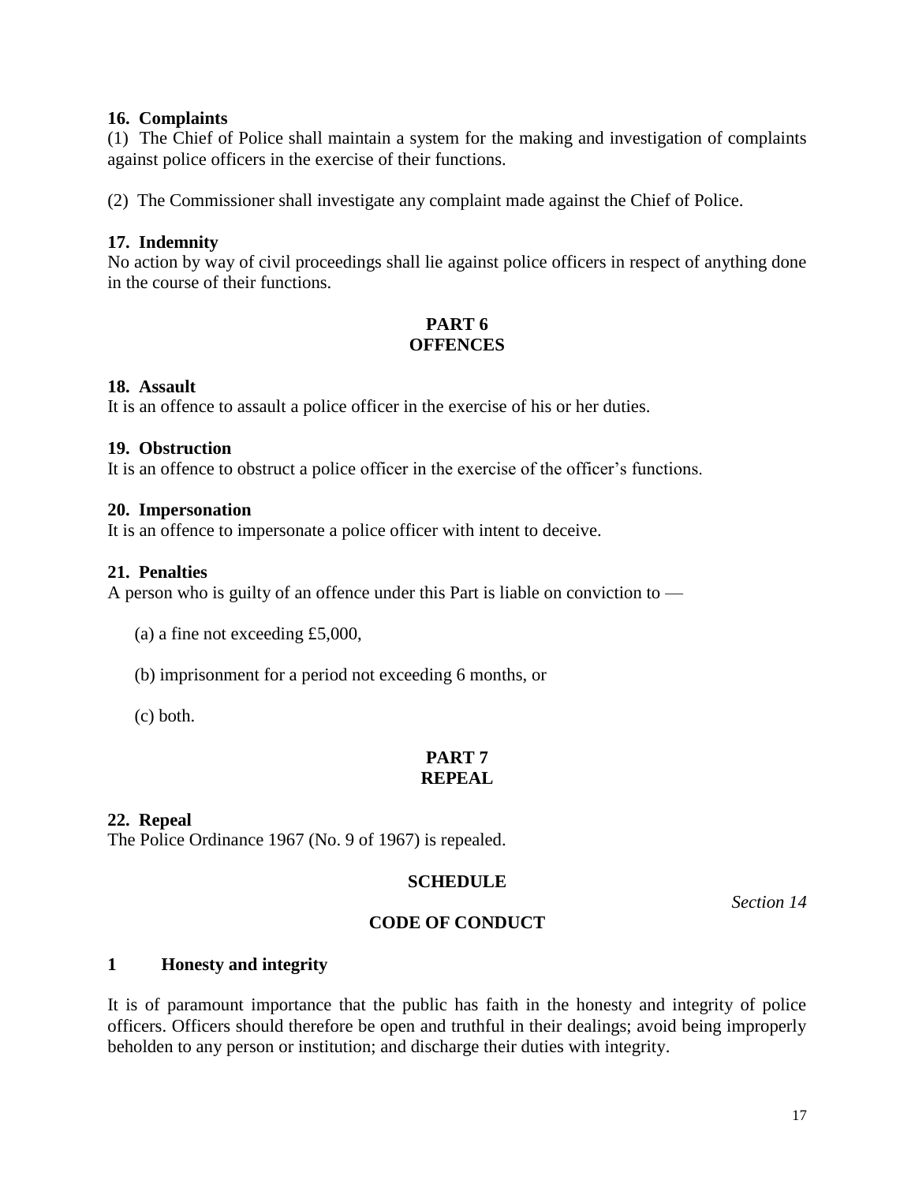**16. Complaints**

(1) The Chief of Police shall maintain a system for the making and investigation of complaints against police officers in the exercise of their functions.

(2) The Commissioner shall investigate any complaint made against the Chief of Police.

**17. Indemnity**

No action by way of civil proceedings shall lie against police officers in respect of anything done in the course of their functions.

## PART 6
## OFFENCES

**18. Assault**

It is an offence to assault a police officer in the exercise of his or her duties.

**19. Obstruction**

It is an offence to obstruct a police officer in the exercise of the officer's functions.

**20. Impersonation**

It is an offence to impersonate a police officer with intent to deceive.

**21. Penalties**

A person who is guilty of an offence under this Part is liable on conviction to —

(a) a fine not exceeding £5,000,

(b) imprisonment for a period not exceeding 6 months, or

(c) both.

## PART 7
## REPEAL

**22. Repeal**

The Police Ordinance 1967 (No. 9 of 1967) is repealed.

## SCHEDULE

*Section 14*

## CODE OF CONDUCT

**1 Honesty and integrity**

It is of paramount importance that the public has faith in the honesty and integrity of police officers. Officers should therefore be open and truthful in their dealings; avoid being improperly beholden to any person or institution; and discharge their duties with integrity.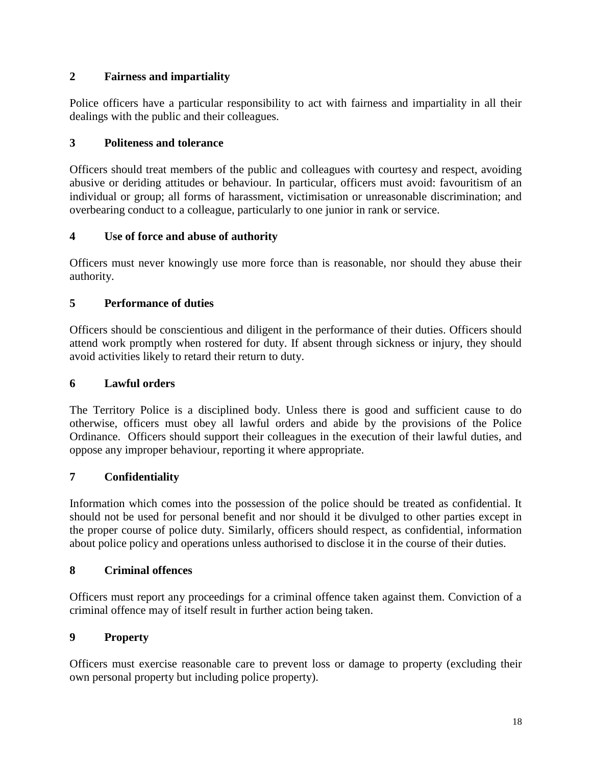## 2 Fairness and impartiality

Police officers have a particular responsibility to act with fairness and impartiality in all their dealings with the public and their colleagues.

## 3 Politeness and tolerance

Officers should treat members of the public and colleagues with courtesy and respect, avoiding abusive or deriding attitudes or behaviour. In particular, officers must avoid: favouritism of an individual or group; all forms of harassment, victimisation or unreasonable discrimination; and overbearing conduct to a colleague, particularly to one junior in rank or service.

## 4 Use of force and abuse of authority

Officers must never knowingly use more force than is reasonable, nor should they abuse their authority.

## 5 Performance of duties

Officers should be conscientious and diligent in the performance of their duties. Officers should attend work promptly when rostered for duty. If absent through sickness or injury, they should avoid activities likely to retard their return to duty.

## 6 Lawful orders

The Territory Police is a disciplined body. Unless there is good and sufficient cause to do otherwise, officers must obey all lawful orders and abide by the provisions of the Police Ordinance. Officers should support their colleagues in the execution of their lawful duties, and oppose any improper behaviour, reporting it where appropriate.

## 7 Confidentiality

Information which comes into the possession of the police should be treated as confidential. It should not be used for personal benefit and nor should it be divulged to other parties except in the proper course of police duty. Similarly, officers should respect, as confidential, information about police policy and operations unless authorised to disclose it in the course of their duties.

## 8 Criminal offences

Officers must report any proceedings for a criminal offence taken against them. Conviction of a criminal offence may of itself result in further action being taken.

## 9 Property

Officers must exercise reasonable care to prevent loss or damage to property (excluding their own personal property but including police property).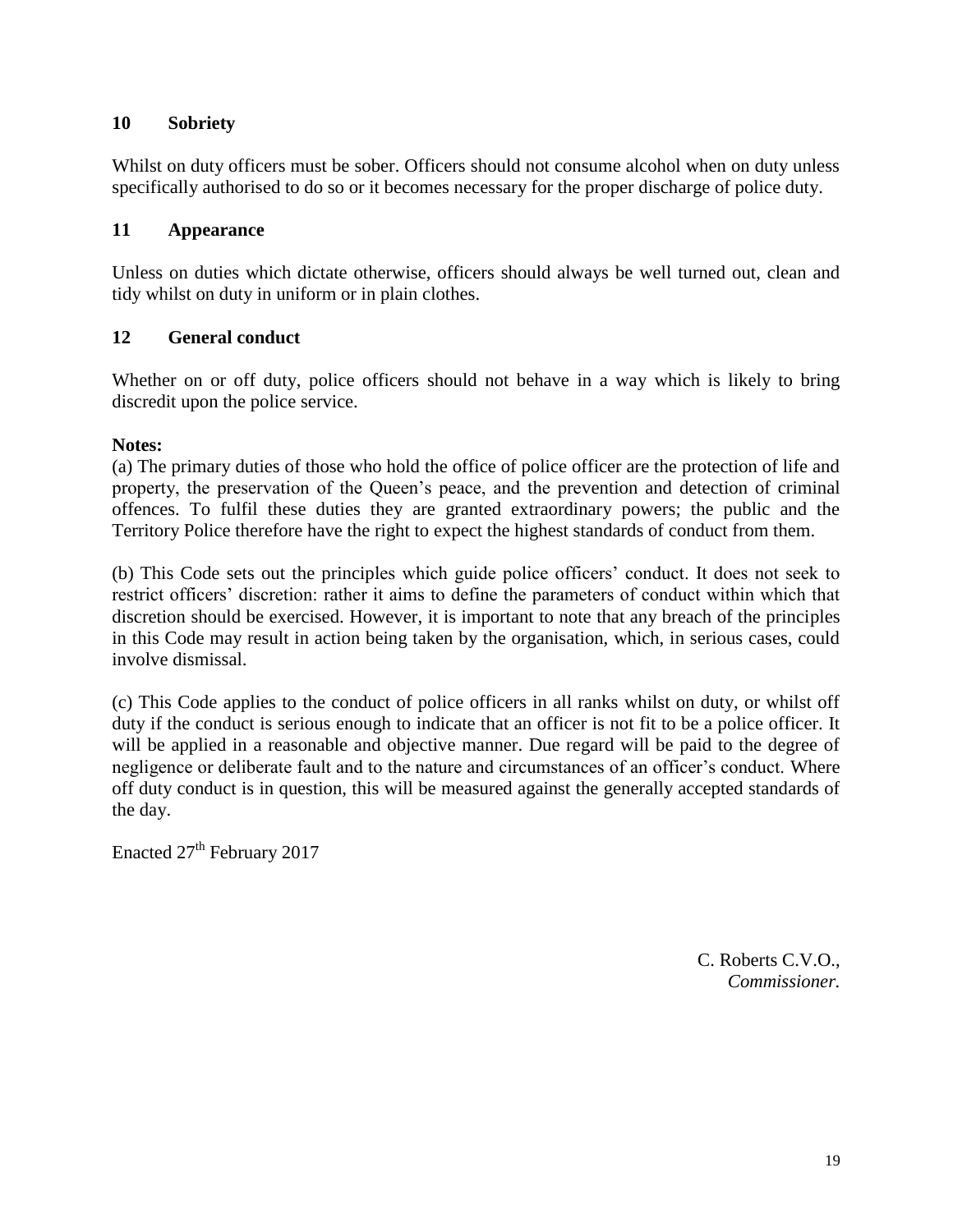### 10 Sobriety

Whilst on duty officers must be sober. Officers should not consume alcohol when on duty unless specifically authorised to do so or it becomes necessary for the proper discharge of police duty.

### 11 Appearance

Unless on duties which dictate otherwise, officers should always be well turned out, clean and tidy whilst on duty in uniform or in plain clothes.

### 12 General conduct

Whether on or off duty, police officers should not behave in a way which is likely to bring discredit upon the police service.

**Notes:**

(a) The primary duties of those who hold the office of police officer are the protection of life and property, the preservation of the Queen's peace, and the prevention and detection of criminal offences. To fulfil these duties they are granted extraordinary powers; the public and the Territory Police therefore have the right to expect the highest standards of conduct from them.

(b) This Code sets out the principles which guide police officers' conduct. It does not seek to restrict officers' discretion: rather it aims to define the parameters of conduct within which that discretion should be exercised. However, it is important to note that any breach of the principles in this Code may result in action being taken by the organisation, which, in serious cases, could involve dismissal.

(c) This Code applies to the conduct of police officers in all ranks whilst on duty, or whilst off duty if the conduct is serious enough to indicate that an officer is not fit to be a police officer. It will be applied in a reasonable and objective manner. Due regard will be paid to the degree of negligence or deliberate fault and to the nature and circumstances of an officer's conduct. Where off duty conduct is in question, this will be measured against the generally accepted standards of the day.

Enacted 27th February 2017

C. Roberts C.V.O.,
*Commissioner.*